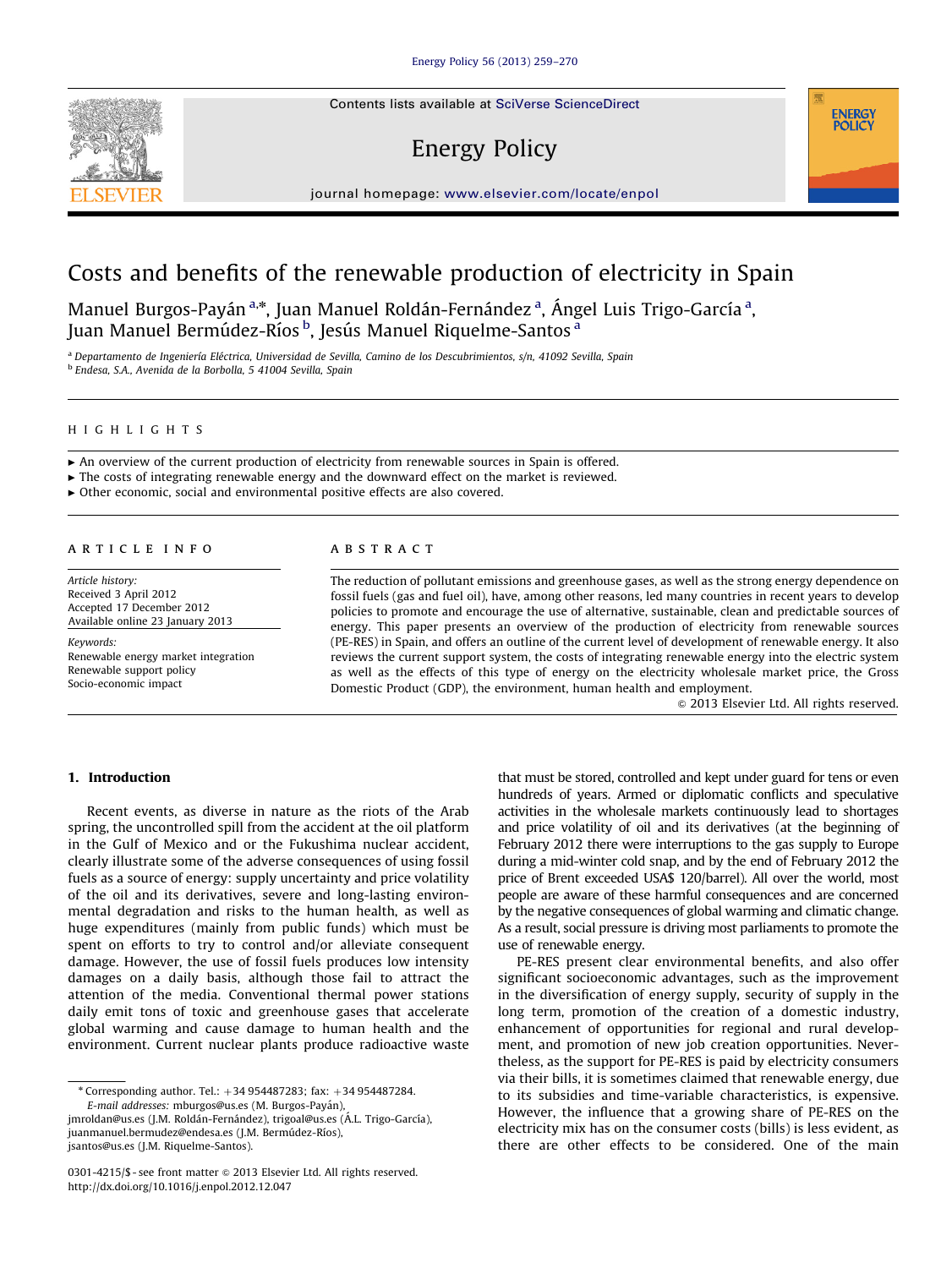# Costs and benefits of the renewable production of electricity in Spain

Manuel Burgos-Payán [a,*], Juan Manuel Roldán-Fernández [a], Ángel Luis Trigo-García [a], Juan Manuel Bermúdez-Ríos [b], Jesús Manuel Riquelme-Santos [a]

[a] Departamento de Ingeniería Eléctrica, Universidad de Sevilla, Camino de los Descubrimientos, s/n, 41092 Sevilla, Spain
[b] Endesa, S.A., Avenida de la Borbolla, 5 41004 Sevilla, Spain

## HIGHLIGHTS

- An overview of the current production of electricity from renewable sources in Spain is offered.
- The costs of integrating renewable energy and the downward effect on the market is reviewed.
- Other economic, social and environmental positive effects are also covered.

## ARTICLE INFO

*Article history:*
Received 3 April 2012
Accepted 17 December 2012
Available online 23 January 2013

*Keywords:*
Renewable energy market integration
Renewable support policy
Socio-economic impact

## ABSTRACT

The reduction of pollutant emissions and greenhouse gases, as well as the strong energy dependence on fossil fuels (gas and fuel oil), have, among other reasons, led many countries in recent years to develop policies to promote and encourage the use of alternative, sustainable, clean and predictable sources of energy. This paper presents an overview of the production of electricity from renewable sources (PE-RES) in Spain, and offers an outline of the current level of development of renewable energy. It also reviews the current support system, the costs of integrating renewable energy into the electric system as well as the effects of this type of energy on the electricity wholesale market price, the Gross Domestic Product (GDP), the environment, human health and employment.

© 2013 Elsevier Ltd. All rights reserved.

## 1. Introduction

Recent events, as diverse in nature as the riots of the Arab spring, the uncontrolled spill from the accident at the oil platform in the Gulf of Mexico and or the Fukushima nuclear accident, clearly illustrate some of the adverse consequences of using fossil fuels as a source of energy: supply uncertainty and price volatility of the oil and its derivatives, severe and long-lasting environmental degradation and risks to the human health, as well as huge expenditures (mainly from public funds) which must be spent on efforts to try to control and/or alleviate consequent damage. However, the use of fossil fuels produces low intensity damages on a daily basis, although those fail to attract the attention of the media. Conventional thermal power stations daily emit tons of toxic and greenhouse gases that accelerate global warming and cause damage to human health and the environment. Current nuclear plants produce radioactive waste that must be stored, controlled and kept under guard for tens or even hundreds of years. Armed or diplomatic conflicts and speculative activities in the wholesale markets continuously lead to shortages and price volatility of oil and its derivatives (at the beginning of February 2012 there were interruptions to the gas supply to Europe during a mid-winter cold snap, and by the end of February 2012 the price of Brent exceeded USA$ 120/barrel). All over the world, most people are aware of these harmful consequences and are concerned by the negative consequences of global warming and climatic change. As a result, social pressure is driving most parliaments to promote the use of renewable energy.

PE-RES present clear environmental benefits, and also offer significant socioeconomic advantages, such as the improvement in the diversification of energy supply, security of supply in the long term, promotion of the creation of a domestic industry, enhancement of opportunities for regional and rural development, and promotion of new job creation opportunities. Nevertheless, as the support for PE-RES is paid by electricity consumers via their bills, it is sometimes claimed that renewable energy, due to its subsidies and time-variable characteristics, is expensive. However, the influence that a growing share of PE-RES on the electricity mix has on the consumer costs (bills) is less evident, as there are other effects to be considered. One of the main

* Corresponding author. Tel.: +34 954487283; fax: +34 954487284.
*E-mail addresses:* mburgos@us.es (M. Burgos-Payán), jmroldan@us.es (J.M. Roldán-Fernández), trigoal@us.es (Á.L. Trigo-García), juanmanuel.bermudez@endesa.es (J.M. Bermúdez-Ríos), jsantos@us.es (J.M. Riquelme-Santos).

0301-4215/$ - see front matter © 2013 Elsevier Ltd. All rights reserved.
http://dx.doi.org/10.1016/j.enpol.2012.12.047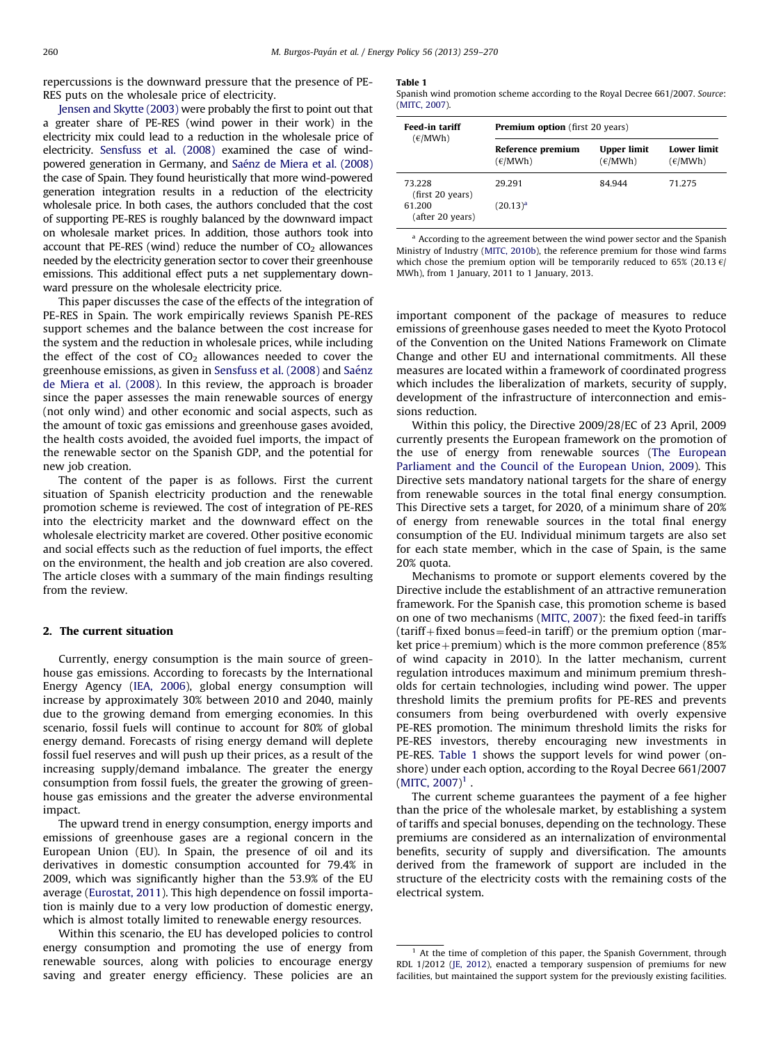repercussions is the downward pressure that the presence of PE-RES puts on the wholesale price of electricity.

Jensen and Skytte (2003) were probably the first to point out that a greater share of PE-RES (wind power in their work) in the electricity mix could lead to a reduction in the wholesale price of electricity. Sensfuss et al. (2008) examined the case of wind-powered generation in Germany, and Saénz de Miera et al. (2008) the case of Spain. They found heuristically that more wind-powered generation integration results in a reduction of the electricity wholesale price. In both cases, the authors concluded that the cost of supporting PE-RES is roughly balanced by the downward impact on wholesale market prices. In addition, those authors took into account that PE-RES (wind) reduce the number of $CO_2$ allowances needed by the electricity generation sector to cover their greenhouse emissions. This additional effect puts a net supplementary downward pressure on the wholesale electricity price.

This paper discusses the case of the effects of the integration of PE-RES in Spain. The work empirically reviews Spanish PE-RES support schemes and the balance between the cost increase for the system and the reduction in wholesale prices, while including the effect of the cost of $CO_2$ allowances needed to cover the greenhouse emissions, as given in Sensfuss et al. (2008) and Saénz de Miera et al. (2008). In this review, the approach is broader since the paper assesses the main renewable sources of energy (not only wind) and other economic and social aspects, such as the amount of toxic gas emissions and greenhouse gases avoided, the health costs avoided, the avoided fuel imports, the impact of the renewable sector on the Spanish GDP, and the potential for new job creation.

The content of the paper is as follows. First the current situation of Spanish electricity production and the renewable promotion scheme is reviewed. The cost of integration of PE-RES into the electricity market and the downward effect on the wholesale electricity market are covered. Other positive economic and social effects such as the reduction of fuel imports, the effect on the environment, the health and job creation are also covered. The article closes with a summary of the main findings resulting from the review.

## 2. The current situation

Currently, energy consumption is the main source of greenhouse gas emissions. According to forecasts by the International Energy Agency (IEA, 2006), global energy consumption will increase by approximately 30% between 2010 and 2040, mainly due to the growing demand from emerging economies. In this scenario, fossil fuels will continue to account for 80% of global energy demand. Forecasts of rising energy demand will deplete fossil fuel reserves and will push up their prices, as a result of the increasing supply/demand imbalance. The greater the energy consumption from fossil fuels, the greater the growing of greenhouse gas emissions and the greater the adverse environmental impact.

The upward trend in energy consumption, energy imports and emissions of greenhouse gases are a regional concern in the European Union (EU). In Spain, the presence of oil and its derivatives in domestic consumption accounted for 79.4% in 2009, which was significantly higher than the 53.9% of the EU average (Eurostat, 2011). This high dependence on fossil importation is mainly due to a very low production of domestic energy, which is almost totally limited to renewable energy resources.

Within this scenario, the EU has developed policies to control energy consumption and promoting the use of energy from renewable sources, along with policies to encourage energy saving and greater energy efficiency. These policies are an important component of the package of measures to reduce emissions of greenhouse gases needed to meet the Kyoto Protocol of the Convention on the United Nations Framework on Climate Change and other EU and international commitments. All these measures are located within a framework of coordinated progress which includes the liberalization of markets, security of supply, development of the infrastructure of interconnection and emissions reduction.

Within this policy, the Directive 2009/28/EC of 23 April, 2009 currently presents the European framework on the promotion of the use of energy from renewable sources (The European Parliament and the Council of the European Union, 2009). This Directive sets mandatory national targets for the share of energy from renewable sources in the total final energy consumption. This Directive sets a target, for 2020, of a minimum share of 20% of energy from renewable sources in the total final energy consumption of the EU. Individual minimum targets are also set for each state member, which in the case of Spain, is the same 20% quota.

Mechanisms to promote or support elements covered by the Directive include the establishment of an attractive remuneration framework. For the Spanish case, this promotion scheme is based on one of two mechanisms (MITC, 2007): the fixed feed-in tariffs (tariff + fixed bonus = feed-in tariff) or the premium option (market price + premium) which is the more common preference (85% of wind capacity in 2010). In the latter mechanism, current regulation introduces maximum and minimum premium thresholds for certain technologies, including wind power. The upper threshold limits the premium profits for PE-RES and prevents consumers from being overburdened with overly expensive PE-RES promotion. The minimum threshold limits the risks for PE-RES investors, thereby encouraging new investments in PE-RES. Table 1 shows the support levels for wind power (onshore) under each option, according to the Royal Decree 661/2007 (MITC, 2007)[1].

**Table 1**
Spanish wind promotion scheme according to the Royal Decree 661/2007. Source: (MITC, 2007).

| Feed-in tariff (€/MWh) | Premium option (first 20 years) | | |
|---|---|---|---|
| | Reference premium (€/MWh) | Upper limit (€/MWh) | Lower limit (€/MWh) |
| 73.228 (first 20 years) | 29.291 | 84.944 | 71.275 |
| 61.200 (after 20 years) | (20.13)[a] | | |

[a] According to the agreement between the wind power sector and the Spanish Ministry of Industry (MITC, 2010b), the reference premium for those wind farms which chose the premium option will be temporarily reduced to 65% (20.13 €/MWh), from 1 January, 2011 to 1 January, 2013.

The current scheme guarantees the payment of a fee higher than the price of the wholesale market, by establishing a system of tariffs and special bonuses, depending on the technology. These premiums are considered as an internalization of environmental benefits, security of supply and diversification. The amounts derived from the framework of support are included in the structure of the electricity costs with the remaining costs of the electrical system.

[1] At the time of completion of this paper, the Spanish Government, through RDL 1/2012 (JE, 2012), enacted a temporary suspension of premiums for new facilities, but maintained the support system for the previously existing facilities.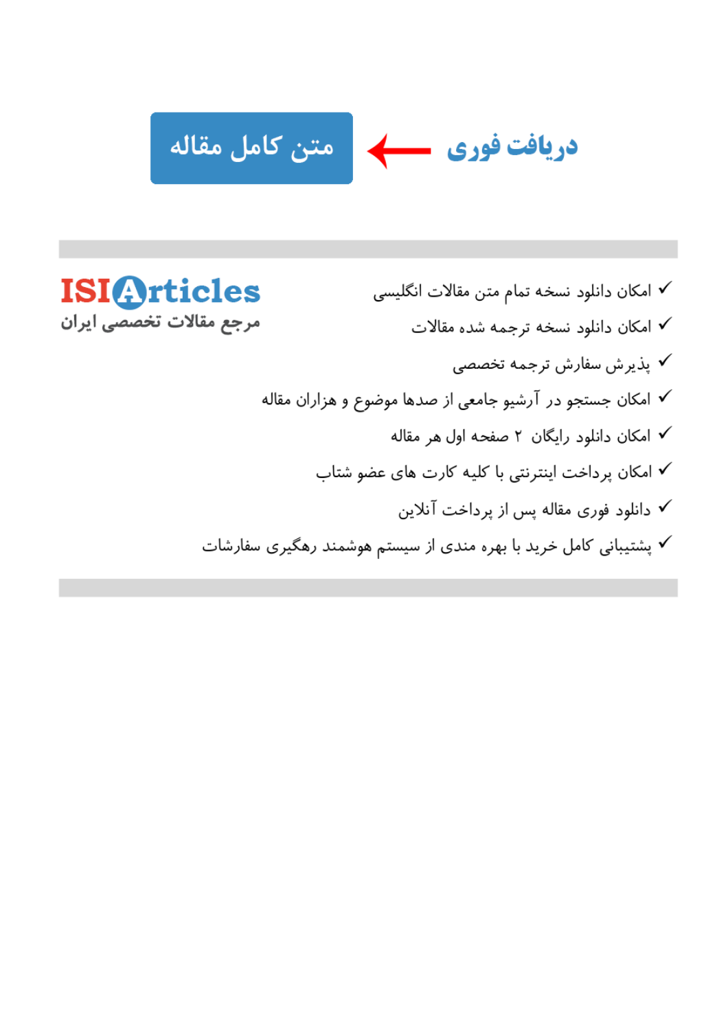متن کامل مقاله ← دریافت فوری

**ISIArticles**
مرجع مقالات تخصصی ایران

- ✓ امکان دانلود نسخه تمام متن مقالات انگلیسی
- ✓ امکان دانلود نسخه ترجمه شده مقالات
- ✓ پذیرش سفارش ترجمه تخصصی
- ✓ امکان جستجو در آرشیو جامعی از صدها موضوع و هزاران مقاله
- ✓ امکان دانلود رایگان ۲ صفحه اول هر مقاله
- ✓ امکان پرداخت اینترنتی با کلیه کارت های عضو شتاب
- ✓ دانلود فوری مقاله پس از پرداخت آنلاین
- ✓ پشتیبانی کامل خرید با بهره مندی از سیستم هوشمند رهگیری سفارشات